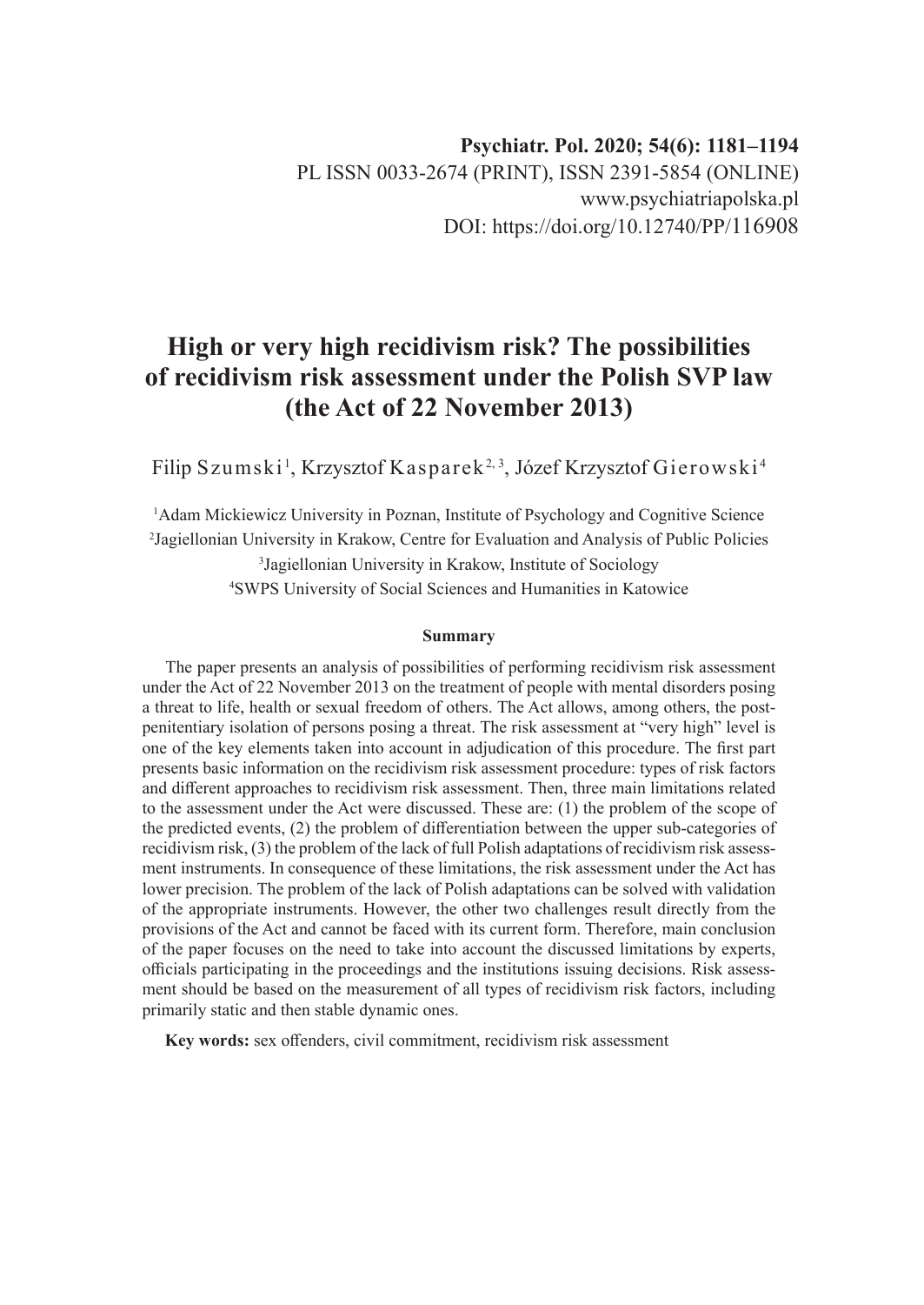**Psychiatr. Pol. 2020; 54(6): 1181–1194**
PL ISSN 0033-2674 (PRINT), ISSN 2391-5854 (ONLINE)
www.psychiatriapolska.pl
DOI: https://doi.org/10.12740/PP/116908

# High or very high recidivism risk? The possibilities of recidivism risk assessment under the Polish SVP law (the Act of 22 November 2013)

Filip Szumski[1], Krzysztof Kasparek[2, 3], Józef Krzysztof Gierowski[4]

[1]Adam Mickiewicz University in Poznan, Institute of Psychology and Cognitive Science
[2]Jagiellonian University in Krakow, Centre for Evaluation and Analysis of Public Policies
[3]Jagiellonian University in Krakow, Institute of Sociology
[4]SWPS University of Social Sciences and Humanities in Katowice

**Summary**

The paper presents an analysis of possibilities of performing recidivism risk assessment under the Act of 22 November 2013 on the treatment of people with mental disorders posing a threat to life, health or sexual freedom of others. The Act allows, among others, the post-penitentiary isolation of persons posing a threat. The risk assessment at "very high" level is one of the key elements taken into account in adjudication of this procedure. The first part presents basic information on the recidivism risk assessment procedure: types of risk factors and different approaches to recidivism risk assessment. Then, three main limitations related to the assessment under the Act were discussed. These are: (1) the problem of the scope of the predicted events, (2) the problem of differentiation between the upper sub-categories of recidivism risk, (3) the problem of the lack of full Polish adaptations of recidivism risk assessment instruments. In consequence of these limitations, the risk assessment under the Act has lower precision. The problem of the lack of Polish adaptations can be solved with validation of the appropriate instruments. However, the other two challenges result directly from the provisions of the Act and cannot be faced with its current form. Therefore, main conclusion of the paper focuses on the need to take into account the discussed limitations by experts, officials participating in the proceedings and the institutions issuing decisions. Risk assessment should be based on the measurement of all types of recidivism risk factors, including primarily static and then stable dynamic ones.

**Key words:** sex offenders, civil commitment, recidivism risk assessment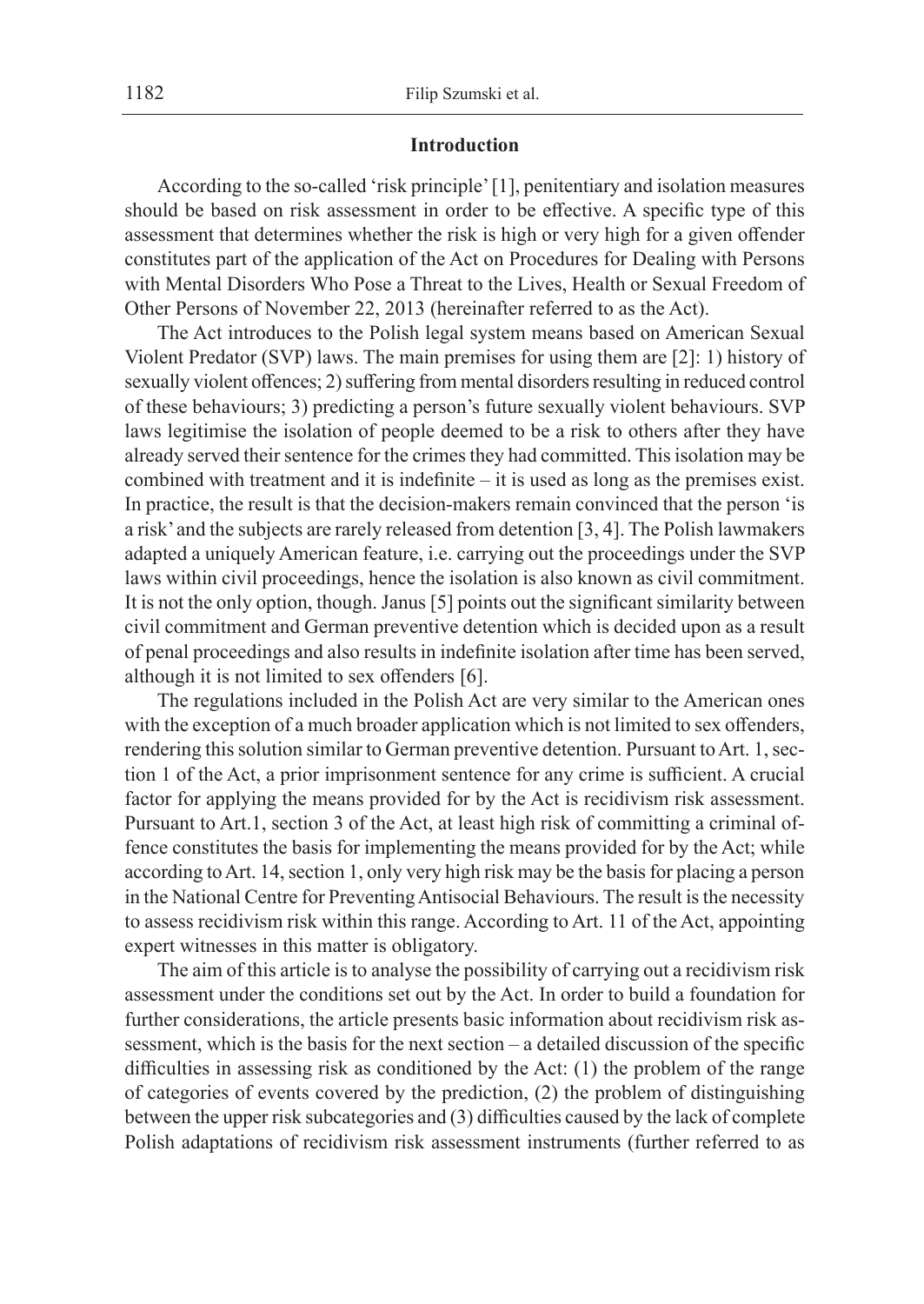## Introduction

According to the so-called 'risk principle' [1], penitentiary and isolation measures should be based on risk assessment in order to be effective. A specific type of this assessment that determines whether the risk is high or very high for a given offender constitutes part of the application of the Act on Procedures for Dealing with Persons with Mental Disorders Who Pose a Threat to the Lives, Health or Sexual Freedom of Other Persons of November 22, 2013 (hereinafter referred to as the Act).

The Act introduces to the Polish legal system means based on American Sexual Violent Predator (SVP) laws. The main premises for using them are [2]: 1) history of sexually violent offences; 2) suffering from mental disorders resulting in reduced control of these behaviours; 3) predicting a person's future sexually violent behaviours. SVP laws legitimise the isolation of people deemed to be a risk to others after they have already served their sentence for the crimes they had committed. This isolation may be combined with treatment and it is indefinite – it is used as long as the premises exist. In practice, the result is that the decision-makers remain convinced that the person 'is a risk' and the subjects are rarely released from detention [3, 4]. The Polish lawmakers adapted a uniquely American feature, i.e. carrying out the proceedings under the SVP laws within civil proceedings, hence the isolation is also known as civil commitment. It is not the only option, though. Janus [5] points out the significant similarity between civil commitment and German preventive detention which is decided upon as a result of penal proceedings and also results in indefinite isolation after time has been served, although it is not limited to sex offenders [6].

The regulations included in the Polish Act are very similar to the American ones with the exception of a much broader application which is not limited to sex offenders, rendering this solution similar to German preventive detention. Pursuant to Art. 1, section 1 of the Act, a prior imprisonment sentence for any crime is sufficient. A crucial factor for applying the means provided for by the Act is recidivism risk assessment. Pursuant to Art.1, section 3 of the Act, at least high risk of committing a criminal offence constitutes the basis for implementing the means provided for by the Act; while according to Art. 14, section 1, only very high risk may be the basis for placing a person in the National Centre for Preventing Antisocial Behaviours. The result is the necessity to assess recidivism risk within this range. According to Art. 11 of the Act, appointing expert witnesses in this matter is obligatory.

The aim of this article is to analyse the possibility of carrying out a recidivism risk assessment under the conditions set out by the Act. In order to build a foundation for further considerations, the article presents basic information about recidivism risk assessment, which is the basis for the next section – a detailed discussion of the specific difficulties in assessing risk as conditioned by the Act: (1) the problem of the range of categories of events covered by the prediction, (2) the problem of distinguishing between the upper risk subcategories and (3) difficulties caused by the lack of complete Polish adaptations of recidivism risk assessment instruments (further referred to as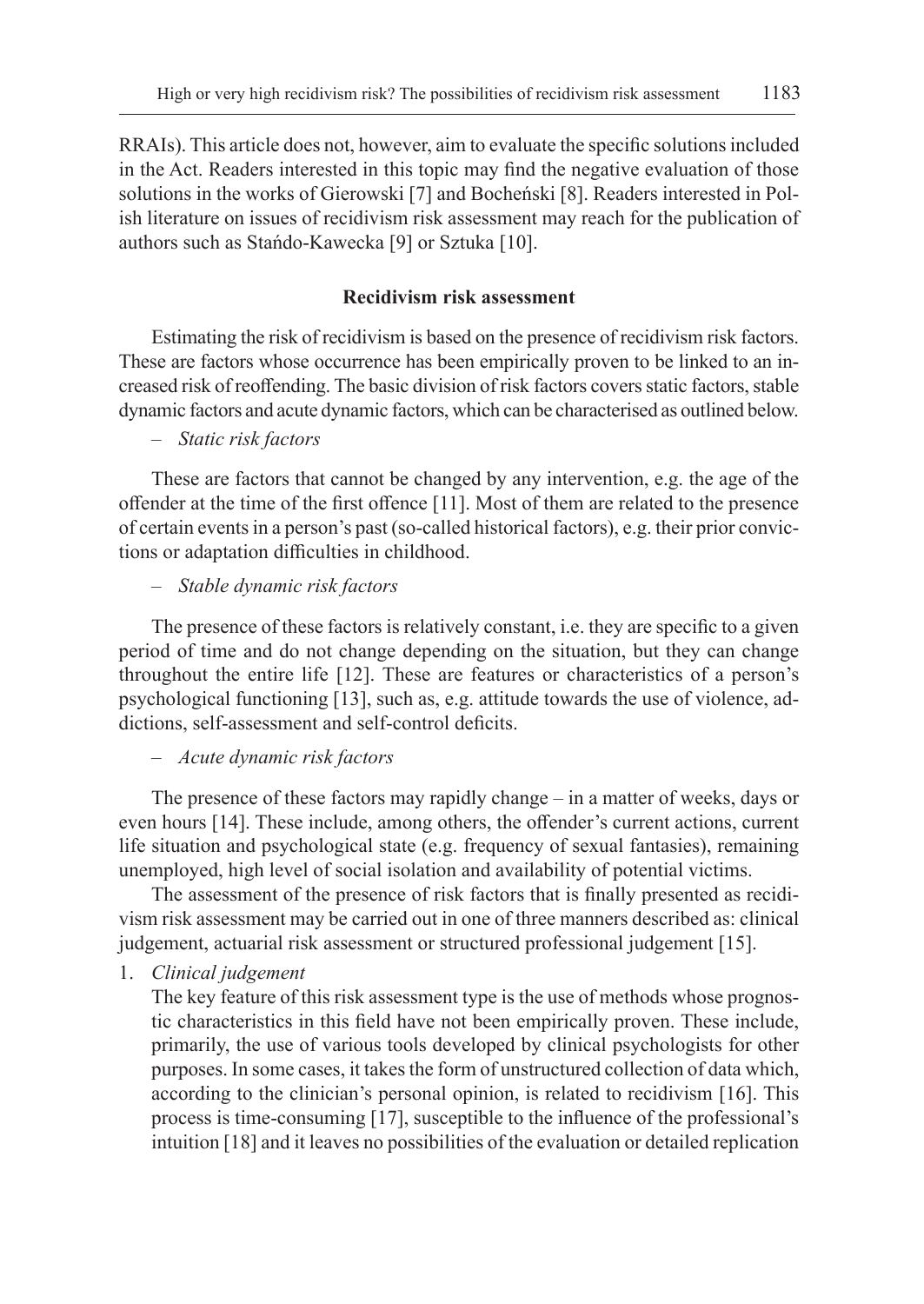RRAIs). This article does not, however, aim to evaluate the specific solutions included in the Act. Readers interested in this topic may find the negative evaluation of those solutions in the works of Gierowski [7] and Bocheński [8]. Readers interested in Polish literature on issues of recidivism risk assessment may reach for the publication of authors such as Stańdo-Kawecka [9] or Sztuka [10].

## Recidivism risk assessment

Estimating the risk of recidivism is based on the presence of recidivism risk factors. These are factors whose occurrence has been empirically proven to be linked to an increased risk of reoffending. The basic division of risk factors covers static factors, stable dynamic factors and acute dynamic factors, which can be characterised as outlined below.

– *Static risk factors*

These are factors that cannot be changed by any intervention, e.g. the age of the offender at the time of the first offence [11]. Most of them are related to the presence of certain events in a person's past (so-called historical factors), e.g. their prior convictions or adaptation difficulties in childhood.

– *Stable dynamic risk factors*

The presence of these factors is relatively constant, i.e. they are specific to a given period of time and do not change depending on the situation, but they can change throughout the entire life [12]. These are features or characteristics of a person's psychological functioning [13], such as, e.g. attitude towards the use of violence, addictions, self-assessment and self-control deficits.

– *Acute dynamic risk factors*

The presence of these factors may rapidly change – in a matter of weeks, days or even hours [14]. These include, among others, the offender's current actions, current life situation and psychological state (e.g. frequency of sexual fantasies), remaining unemployed, high level of social isolation and availability of potential victims.

The assessment of the presence of risk factors that is finally presented as recidivism risk assessment may be carried out in one of three manners described as: clinical judgement, actuarial risk assessment or structured professional judgement [15].

1. *Clinical judgement*

   The key feature of this risk assessment type is the use of methods whose prognostic characteristics in this field have not been empirically proven. These include, primarily, the use of various tools developed by clinical psychologists for other purposes. In some cases, it takes the form of unstructured collection of data which, according to the clinician's personal opinion, is related to recidivism [16]. This process is time-consuming [17], susceptible to the influence of the professional's intuition [18] and it leaves no possibilities of the evaluation or detailed replication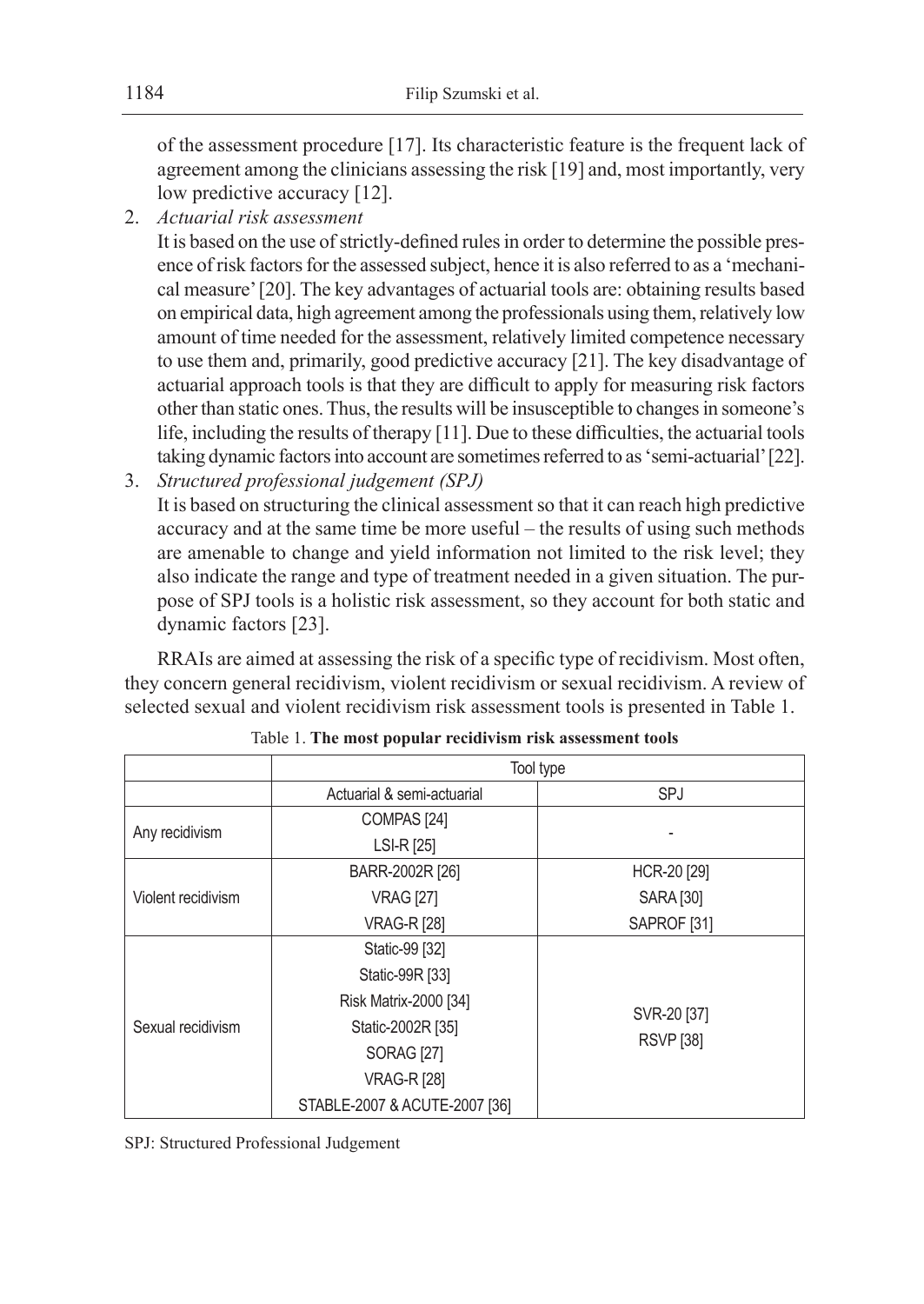of the assessment procedure [17]. Its characteristic feature is the frequent lack of agreement among the clinicians assessing the risk [19] and, most importantly, very low predictive accuracy [12].

2. *Actuarial risk assessment*

   It is based on the use of strictly-defined rules in order to determine the possible presence of risk factors for the assessed subject, hence it is also referred to as a 'mechanical measure' [20]. The key advantages of actuarial tools are: obtaining results based on empirical data, high agreement among the professionals using them, relatively low amount of time needed for the assessment, relatively limited competence necessary to use them and, primarily, good predictive accuracy [21]. The key disadvantage of actuarial approach tools is that they are difficult to apply for measuring risk factors other than static ones. Thus, the results will be insusceptible to changes in someone's life, including the results of therapy [11]. Due to these difficulties, the actuarial tools taking dynamic factors into account are sometimes referred to as 'semi-actuarial' [22].

3. *Structured professional judgement (SPJ)*

   It is based on structuring the clinical assessment so that it can reach high predictive accuracy and at the same time be more useful – the results of using such methods are amenable to change and yield information not limited to the risk level; they also indicate the range and type of treatment needed in a given situation. The purpose of SPJ tools is a holistic risk assessment, so they account for both static and dynamic factors [23].

RRAIs are aimed at assessing the risk of a specific type of recidivism. Most often, they concern general recidivism, violent recidivism or sexual recidivism. A review of selected sexual and violent recidivism risk assessment tools is presented in Table 1.

Table 1. **The most popular recidivism risk assessment tools**

| | Tool type | |
|---|---|---|
| | Actuarial & semi-actuarial | SPJ |
| Any recidivism | COMPAS [24]<br>LSI-R [25] | - |
| Violent recidivism | BARR-2002R [26]<br>VRAG [27]<br>VRAG-R [28] | HCR-20 [29]<br>SARA [30]<br>SAPROF [31] |
| Sexual recidivism | Static-99 [32]<br>Static-99R [33]<br>Risk Matrix-2000 [34]<br>Static-2002R [35]<br>SORAG [27]<br>VRAG-R [28]<br>STABLE-2007 & ACUTE-2007 [36] | SVR-20 [37]<br>RSVP [38] |

SPJ: Structured Professional Judgement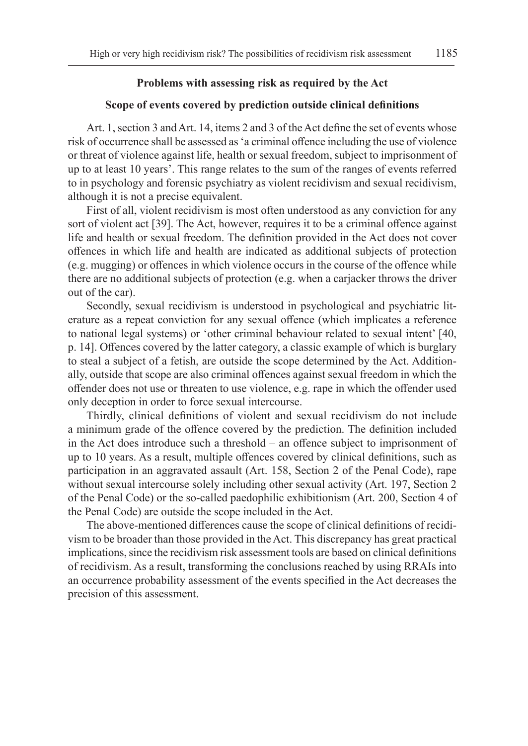## Problems with assessing risk as required by the Act

### Scope of events covered by prediction outside clinical definitions

Art. 1, section 3 and Art. 14, items 2 and 3 of the Act define the set of events whose risk of occurrence shall be assessed as 'a criminal offence including the use of violence or threat of violence against life, health or sexual freedom, subject to imprisonment of up to at least 10 years'. This range relates to the sum of the ranges of events referred to in psychology and forensic psychiatry as violent recidivism and sexual recidivism, although it is not a precise equivalent.

First of all, violent recidivism is most often understood as any conviction for any sort of violent act [39]. The Act, however, requires it to be a criminal offence against life and health or sexual freedom. The definition provided in the Act does not cover offences in which life and health are indicated as additional subjects of protection (e.g. mugging) or offences in which violence occurs in the course of the offence while there are no additional subjects of protection (e.g. when a carjacker throws the driver out of the car).

Secondly, sexual recidivism is understood in psychological and psychiatric literature as a repeat conviction for any sexual offence (which implicates a reference to national legal systems) or 'other criminal behaviour related to sexual intent' [40, p. 14]. Offences covered by the latter category, a classic example of which is burglary to steal a subject of a fetish, are outside the scope determined by the Act. Additionally, outside that scope are also criminal offences against sexual freedom in which the offender does not use or threaten to use violence, e.g. rape in which the offender used only deception in order to force sexual intercourse.

Thirdly, clinical definitions of violent and sexual recidivism do not include a minimum grade of the offence covered by the prediction. The definition included in the Act does introduce such a threshold – an offence subject to imprisonment of up to 10 years. As a result, multiple offences covered by clinical definitions, such as participation in an aggravated assault (Art. 158, Section 2 of the Penal Code), rape without sexual intercourse solely including other sexual activity (Art. 197, Section 2 of the Penal Code) or the so-called paedophilic exhibitionism (Art. 200, Section 4 of the Penal Code) are outside the scope included in the Act.

The above-mentioned differences cause the scope of clinical definitions of recidivism to be broader than those provided in the Act. This discrepancy has great practical implications, since the recidivism risk assessment tools are based on clinical definitions of recidivism. As a result, transforming the conclusions reached by using RRAIs into an occurrence probability assessment of the events specified in the Act decreases the precision of this assessment.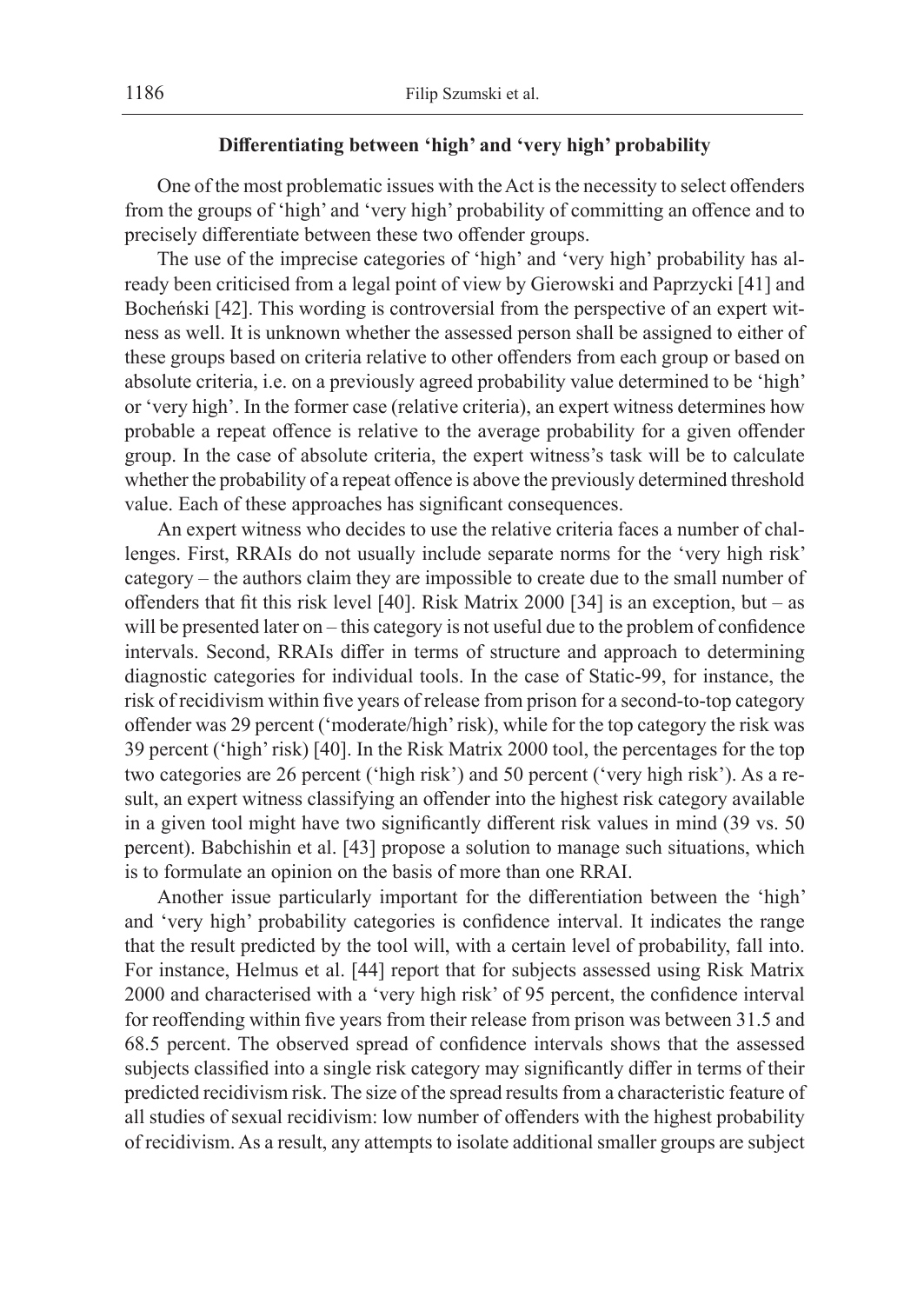### Differentiating between 'high' and 'very high' probability

One of the most problematic issues with the Act is the necessity to select offenders from the groups of 'high' and 'very high' probability of committing an offence and to precisely differentiate between these two offender groups.

The use of the imprecise categories of 'high' and 'very high' probability has already been criticised from a legal point of view by Gierowski and Paprzycki [41] and Bocheński [42]. This wording is controversial from the perspective of an expert witness as well. It is unknown whether the assessed person shall be assigned to either of these groups based on criteria relative to other offenders from each group or based on absolute criteria, i.e. on a previously agreed probability value determined to be 'high' or 'very high'. In the former case (relative criteria), an expert witness determines how probable a repeat offence is relative to the average probability for a given offender group. In the case of absolute criteria, the expert witness's task will be to calculate whether the probability of a repeat offence is above the previously determined threshold value. Each of these approaches has significant consequences.

An expert witness who decides to use the relative criteria faces a number of challenges. First, RRAIs do not usually include separate norms for the 'very high risk' category – the authors claim they are impossible to create due to the small number of offenders that fit this risk level [40]. Risk Matrix 2000 [34] is an exception, but – as will be presented later on – this category is not useful due to the problem of confidence intervals. Second, RRAIs differ in terms of structure and approach to determining diagnostic categories for individual tools. In the case of Static-99, for instance, the risk of recidivism within five years of release from prison for a second-to-top category offender was 29 percent ('moderate/high' risk), while for the top category the risk was 39 percent ('high' risk) [40]. In the Risk Matrix 2000 tool, the percentages for the top two categories are 26 percent ('high risk') and 50 percent ('very high risk'). As a result, an expert witness classifying an offender into the highest risk category available in a given tool might have two significantly different risk values in mind (39 vs. 50 percent). Babchishin et al. [43] propose a solution to manage such situations, which is to formulate an opinion on the basis of more than one RRAI.

Another issue particularly important for the differentiation between the 'high' and 'very high' probability categories is confidence interval. It indicates the range that the result predicted by the tool will, with a certain level of probability, fall into. For instance, Helmus et al. [44] report that for subjects assessed using Risk Matrix 2000 and characterised with a 'very high risk' of 95 percent, the confidence interval for reoffending within five years from their release from prison was between 31.5 and 68.5 percent. The observed spread of confidence intervals shows that the assessed subjects classified into a single risk category may significantly differ in terms of their predicted recidivism risk. The size of the spread results from a characteristic feature of all studies of sexual recidivism: low number of offenders with the highest probability of recidivism. As a result, any attempts to isolate additional smaller groups are subject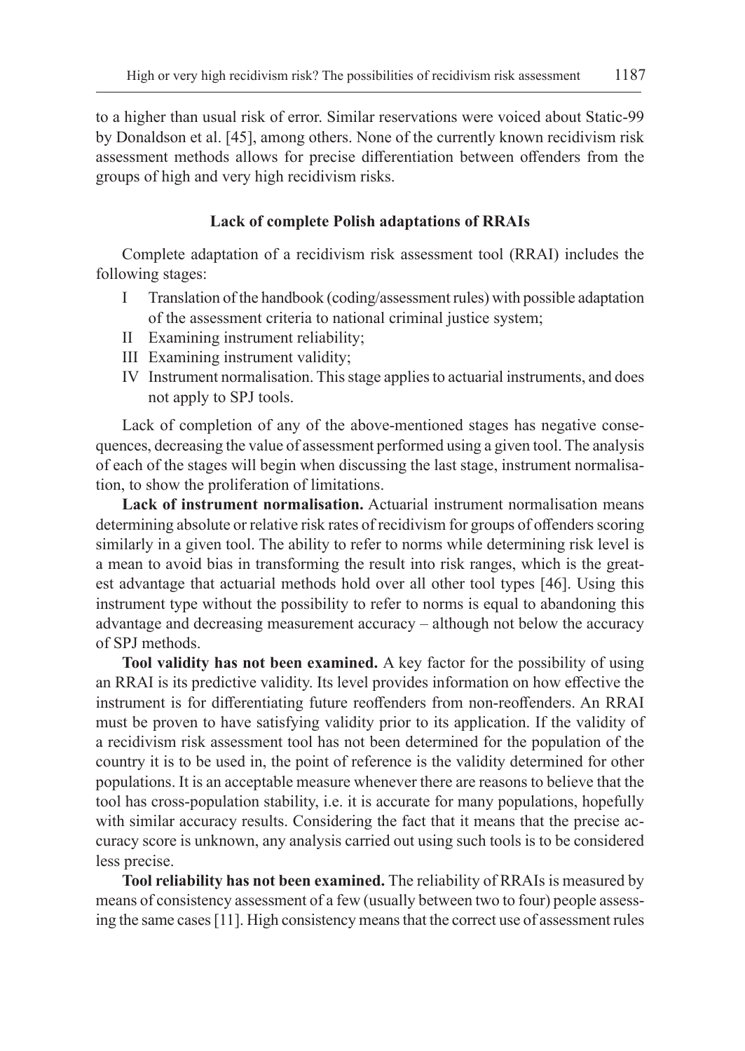to a higher than usual risk of error. Similar reservations were voiced about Static-99 by Donaldson et al. [45], among others. None of the currently known recidivism risk assessment methods allows for precise differentiation between offenders from the groups of high and very high recidivism risks.

## Lack of complete Polish adaptations of RRAIs

Complete adaptation of a recidivism risk assessment tool (RRAI) includes the following stages:

I Translation of the handbook (coding/assessment rules) with possible adaptation of the assessment criteria to national criminal justice system;

II Examining instrument reliability;

III Examining instrument validity;

IV Instrument normalisation. This stage applies to actuarial instruments, and does not apply to SPJ tools.

Lack of completion of any of the above-mentioned stages has negative consequences, decreasing the value of assessment performed using a given tool. The analysis of each of the stages will begin when discussing the last stage, instrument normalisation, to show the proliferation of limitations.

**Lack of instrument normalisation.** Actuarial instrument normalisation means determining absolute or relative risk rates of recidivism for groups of offenders scoring similarly in a given tool. The ability to refer to norms while determining risk level is a mean to avoid bias in transforming the result into risk ranges, which is the greatest advantage that actuarial methods hold over all other tool types [46]. Using this instrument type without the possibility to refer to norms is equal to abandoning this advantage and decreasing measurement accuracy – although not below the accuracy of SPJ methods.

**Tool validity has not been examined.** A key factor for the possibility of using an RRAI is its predictive validity. Its level provides information on how effective the instrument is for differentiating future reoffenders from non-reoffenders. An RRAI must be proven to have satisfying validity prior to its application. If the validity of a recidivism risk assessment tool has not been determined for the population of the country it is to be used in, the point of reference is the validity determined for other populations. It is an acceptable measure whenever there are reasons to believe that the tool has cross-population stability, i.e. it is accurate for many populations, hopefully with similar accuracy results. Considering the fact that it means that the precise accuracy score is unknown, any analysis carried out using such tools is to be considered less precise.

**Tool reliability has not been examined.** The reliability of RRAIs is measured by means of consistency assessment of a few (usually between two to four) people assessing the same cases [11]. High consistency means that the correct use of assessment rules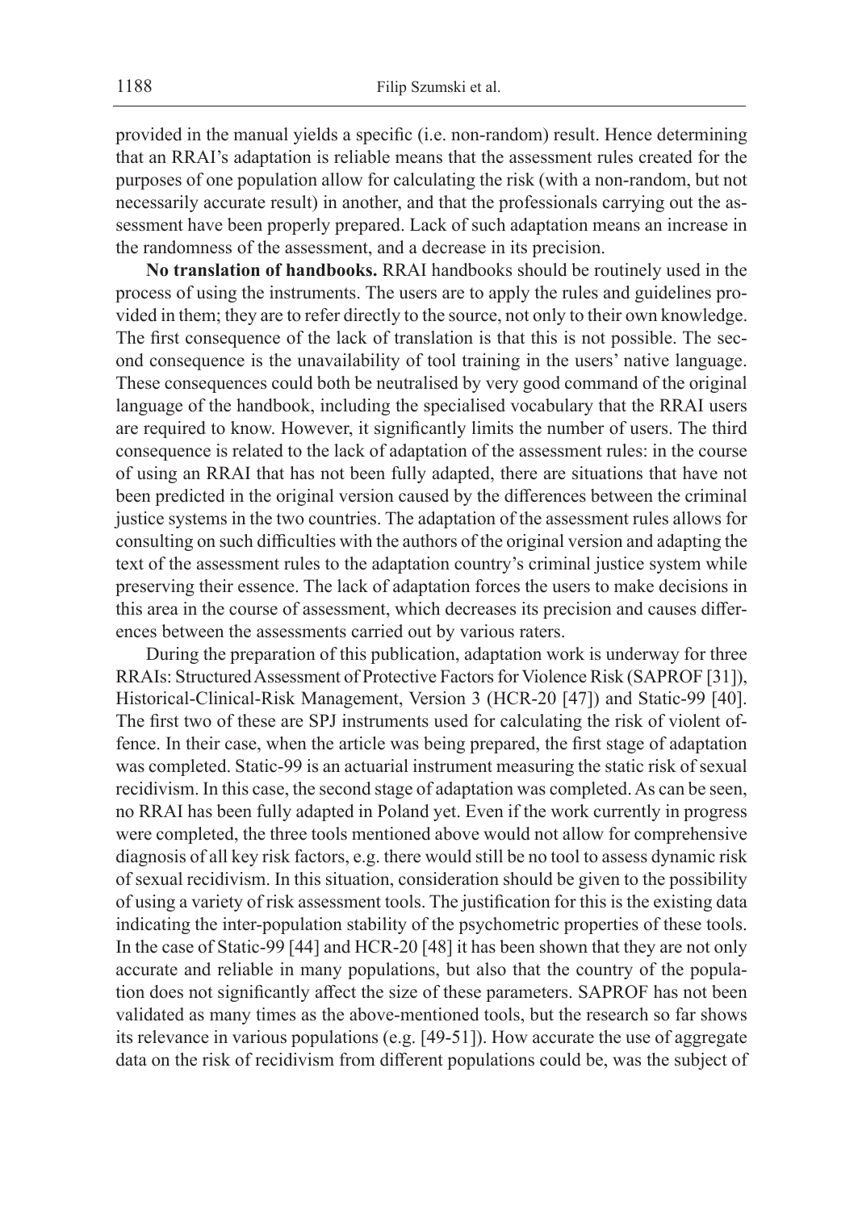provided in the manual yields a specific (i.e. non-random) result. Hence determining that an RRAI's adaptation is reliable means that the assessment rules created for the purposes of one population allow for calculating the risk (with a non-random, but not necessarily accurate result) in another, and that the professionals carrying out the assessment have been properly prepared. Lack of such adaptation means an increase in the randomness of the assessment, and a decrease in its precision.

**No translation of handbooks.** RRAI handbooks should be routinely used in the process of using the instruments. The users are to apply the rules and guidelines provided in them; they are to refer directly to the source, not only to their own knowledge. The first consequence of the lack of translation is that this is not possible. The second consequence is the unavailability of tool training in the users' native language. These consequences could both be neutralised by very good command of the original language of the handbook, including the specialised vocabulary that the RRAI users are required to know. However, it significantly limits the number of users. The third consequence is related to the lack of adaptation of the assessment rules: in the course of using an RRAI that has not been fully adapted, there are situations that have not been predicted in the original version caused by the differences between the criminal justice systems in the two countries. The adaptation of the assessment rules allows for consulting on such difficulties with the authors of the original version and adapting the text of the assessment rules to the adaptation country's criminal justice system while preserving their essence. The lack of adaptation forces the users to make decisions in this area in the course of assessment, which decreases its precision and causes differences between the assessments carried out by various raters.

During the preparation of this publication, adaptation work is underway for three RRAIs: Structured Assessment of Protective Factors for Violence Risk (SAPROF [31]), Historical-Clinical-Risk Management, Version 3 (HCR-20 [47]) and Static-99 [40]. The first two of these are SPJ instruments used for calculating the risk of violent offence. In their case, when the article was being prepared, the first stage of adaptation was completed. Static-99 is an actuarial instrument measuring the static risk of sexual recidivism. In this case, the second stage of adaptation was completed. As can be seen, no RRAI has been fully adapted in Poland yet. Even if the work currently in progress were completed, the three tools mentioned above would not allow for comprehensive diagnosis of all key risk factors, e.g. there would still be no tool to assess dynamic risk of sexual recidivism. In this situation, consideration should be given to the possibility of using a variety of risk assessment tools. The justification for this is the existing data indicating the inter-population stability of the psychometric properties of these tools. In the case of Static-99 [44] and HCR-20 [48] it has been shown that they are not only accurate and reliable in many populations, but also that the country of the population does not significantly affect the size of these parameters. SAPROF has not been validated as many times as the above-mentioned tools, but the research so far shows its relevance in various populations (e.g. [49-51]). How accurate the use of aggregate data on the risk of recidivism from different populations could be, was the subject of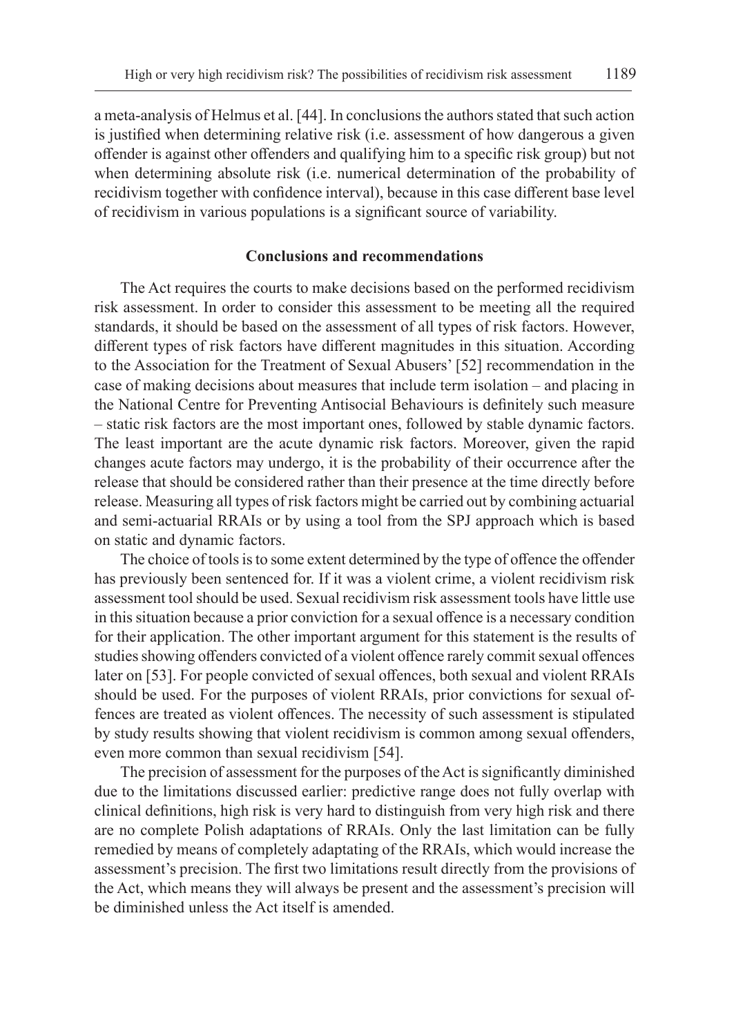a meta-analysis of Helmus et al. [44]. In conclusions the authors stated that such action is justified when determining relative risk (i.e. assessment of how dangerous a given offender is against other offenders and qualifying him to a specific risk group) but not when determining absolute risk (i.e. numerical determination of the probability of recidivism together with confidence interval), because in this case different base level of recidivism in various populations is a significant source of variability.

## Conclusions and recommendations

The Act requires the courts to make decisions based on the performed recidivism risk assessment. In order to consider this assessment to be meeting all the required standards, it should be based on the assessment of all types of risk factors. However, different types of risk factors have different magnitudes in this situation. According to the Association for the Treatment of Sexual Abusers' [52] recommendation in the case of making decisions about measures that include term isolation – and placing in the National Centre for Preventing Antisocial Behaviours is definitely such measure – static risk factors are the most important ones, followed by stable dynamic factors. The least important are the acute dynamic risk factors. Moreover, given the rapid changes acute factors may undergo, it is the probability of their occurrence after the release that should be considered rather than their presence at the time directly before release. Measuring all types of risk factors might be carried out by combining actuarial and semi-actuarial RRAIs or by using a tool from the SPJ approach which is based on static and dynamic factors.

The choice of tools is to some extent determined by the type of offence the offender has previously been sentenced for. If it was a violent crime, a violent recidivism risk assessment tool should be used. Sexual recidivism risk assessment tools have little use in this situation because a prior conviction for a sexual offence is a necessary condition for their application. The other important argument for this statement is the results of studies showing offenders convicted of a violent offence rarely commit sexual offences later on [53]. For people convicted of sexual offences, both sexual and violent RRAIs should be used. For the purposes of violent RRAIs, prior convictions for sexual offences are treated as violent offences. The necessity of such assessment is stipulated by study results showing that violent recidivism is common among sexual offenders, even more common than sexual recidivism [54].

The precision of assessment for the purposes of the Act is significantly diminished due to the limitations discussed earlier: predictive range does not fully overlap with clinical definitions, high risk is very hard to distinguish from very high risk and there are no complete Polish adaptations of RRAIs. Only the last limitation can be fully remedied by means of completely adaptating of the RRAIs, which would increase the assessment's precision. The first two limitations result directly from the provisions of the Act, which means they will always be present and the assessment's precision will be diminished unless the Act itself is amended.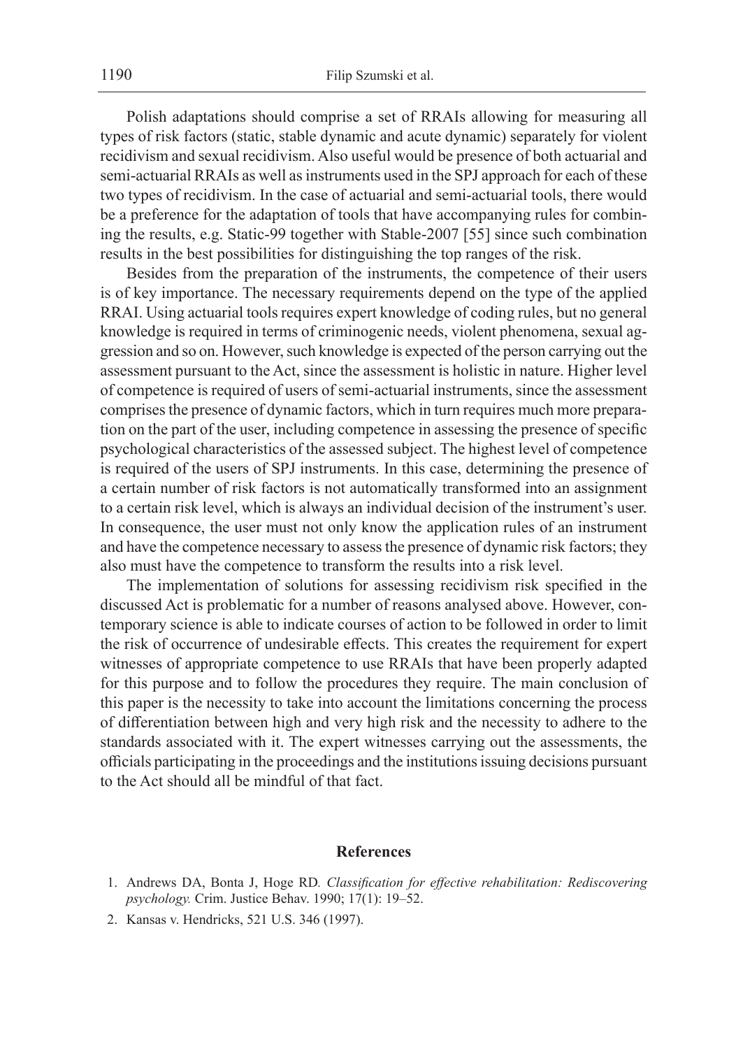Polish adaptations should comprise a set of RRAIs allowing for measuring all types of risk factors (static, stable dynamic and acute dynamic) separately for violent recidivism and sexual recidivism. Also useful would be presence of both actuarial and semi-actuarial RRAIs as well as instruments used in the SPJ approach for each of these two types of recidivism. In the case of actuarial and semi-actuarial tools, there would be a preference for the adaptation of tools that have accompanying rules for combining the results, e.g. Static-99 together with Stable-2007 [55] since such combination results in the best possibilities for distinguishing the top ranges of the risk.

Besides from the preparation of the instruments, the competence of their users is of key importance. The necessary requirements depend on the type of the applied RRAI. Using actuarial tools requires expert knowledge of coding rules, but no general knowledge is required in terms of criminogenic needs, violent phenomena, sexual aggression and so on. However, such knowledge is expected of the person carrying out the assessment pursuant to the Act, since the assessment is holistic in nature. Higher level of competence is required of users of semi-actuarial instruments, since the assessment comprises the presence of dynamic factors, which in turn requires much more preparation on the part of the user, including competence in assessing the presence of specific psychological characteristics of the assessed subject. The highest level of competence is required of the users of SPJ instruments. In this case, determining the presence of a certain number of risk factors is not automatically transformed into an assignment to a certain risk level, which is always an individual decision of the instrument's user. In consequence, the user must not only know the application rules of an instrument and have the competence necessary to assess the presence of dynamic risk factors; they also must have the competence to transform the results into a risk level.

The implementation of solutions for assessing recidivism risk specified in the discussed Act is problematic for a number of reasons analysed above. However, contemporary science is able to indicate courses of action to be followed in order to limit the risk of occurrence of undesirable effects. This creates the requirement for expert witnesses of appropriate competence to use RRAIs that have been properly adapted for this purpose and to follow the procedures they require. The main conclusion of this paper is the necessity to take into account the limitations concerning the process of differentiation between high and very high risk and the necessity to adhere to the standards associated with it. The expert witnesses carrying out the assessments, the officials participating in the proceedings and the institutions issuing decisions pursuant to the Act should all be mindful of that fact.

## References

1. Andrews DA, Bonta J, Hoge RD. *Classification for effective rehabilitation: Rediscovering psychology.* Crim. Justice Behav. 1990; 17(1): 19–52.
2. Kansas v. Hendricks, 521 U.S. 346 (1997).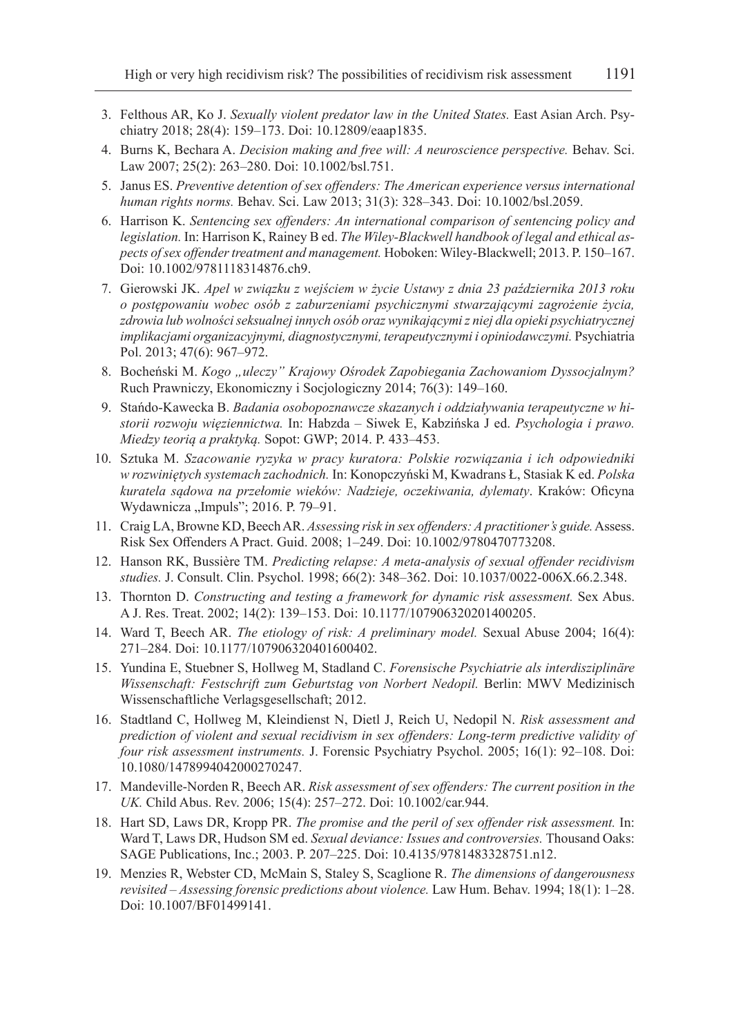3. Felthous AR, Ko J. *Sexually violent predator law in the United States.* East Asian Arch. Psychiatry 2018; 28(4): 159–173. Doi: 10.12809/eaap1835.
4. Burns K, Bechara A. *Decision making and free will: A neuroscience perspective.* Behav. Sci. Law 2007; 25(2): 263–280. Doi: 10.1002/bsl.751.
5. Janus ES. *Preventive detention of sex offenders: The American experience versus international human rights norms.* Behav. Sci. Law 2013; 31(3): 328–343. Doi: 10.1002/bsl.2059.
6. Harrison K. *Sentencing sex offenders: An international comparison of sentencing policy and legislation.* In: Harrison K, Rainey B ed. *The Wiley-Blackwell handbook of legal and ethical aspects of sex offender treatment and management.* Hoboken: Wiley-Blackwell; 2013. P. 150–167. Doi: 10.1002/9781118314876.ch9.
7. Gierowski JK. *Apel w związku z wejściem w życie Ustawy z dnia 23 października 2013 roku o postępowaniu wobec osób z zaburzeniami psychicznymi stwarzającymi zagrożenie życia, zdrowia lub wolności seksualnej innych osób oraz wynikającymi z niej dla opieki psychiatrycznej implikacjami organizacyjnymi, diagnostycznymi, terapeutycznymi i opiniodawczymi.* Psychiatria Pol. 2013; 47(6): 967–972.
8. Bocheński M. *Kogo „uleczy" Krajowy Ośrodek Zapobiegania Zachowaniom Dyssocjalnym?* Ruch Prawniczy, Ekonomiczny i Socjologiczny 2014; 76(3): 149–160.
9. Stańdo-Kawecka B. *Badania osobopoznawcze skazanych i oddziaływania terapeutyczne w historii rozwoju więziennictwa.* In: Habzda – Siwek E, Kabzińska J ed. *Psychologia i prawo. Miedzy teorią a praktyką.* Sopot: GWP; 2014. P. 433–453.
10. Sztuka M. *Szacowanie ryzyka w pracy kuratora: Polskie rozwiązania i ich odpowiedniki w rozwiniętych systemach zachodnich.* In: Konopczyński M, Kwadrans Ł, Stasiak K ed. *Polska kuratela sądowa na przełomie wieków: Nadzieje, oczekiwania, dylematy*. Kraków: Oficyna Wydawnicza „Impuls"; 2016. P. 79–91.
11. Craig LA, Browne KD, Beech AR. *Assessing risk in sex offenders: A practitioner's guide.* Assess. Risk Sex Offenders A Pract. Guid. 2008; 1–249. Doi: 10.1002/9780470773208.
12. Hanson RK, Bussière TM. *Predicting relapse: A meta-analysis of sexual offender recidivism studies.* J. Consult. Clin. Psychol. 1998; 66(2): 348–362. Doi: 10.1037/0022-006X.66.2.348.
13. Thornton D. *Constructing and testing a framework for dynamic risk assessment.* Sex Abus. A J. Res. Treat. 2002; 14(2): 139–153. Doi: 10.1177/107906320201400205.
14. Ward T, Beech AR. *The etiology of risk: A preliminary model.* Sexual Abuse 2004; 16(4): 271–284. Doi: 10.1177/107906320401600402.
15. Yundina E, Stuebner S, Hollweg M, Stadland C. *Forensische Psychiatrie als interdisziplinäre Wissenschaft: Festschrift zum Geburtstag von Norbert Nedopil.* Berlin: MWV Medizinisch Wissenschaftliche Verlagsgesellschaft; 2012.
16. Stadtland C, Hollweg M, Kleindienst N, Dietl J, Reich U, Nedopil N. *Risk assessment and prediction of violent and sexual recidivism in sex offenders: Long-term predictive validity of four risk assessment instruments.* J. Forensic Psychiatry Psychol. 2005; 16(1): 92–108. Doi: 10.1080/1478994042000270247.
17. Mandeville-Norden R, Beech AR. *Risk assessment of sex offenders: The current position in the UK.* Child Abus. Rev. 2006; 15(4): 257–272. Doi: 10.1002/car.944.
18. Hart SD, Laws DR, Kropp PR. *The promise and the peril of sex offender risk assessment.* In: Ward T, Laws DR, Hudson SM ed. *Sexual deviance: Issues and controversies.* Thousand Oaks: SAGE Publications, Inc.; 2003. P. 207–225. Doi: 10.4135/9781483328751.n12.
19. Menzies R, Webster CD, McMain S, Staley S, Scaglione R. *The dimensions of dangerousness revisited – Assessing forensic predictions about violence.* Law Hum. Behav. 1994; 18(1): 1–28. Doi: 10.1007/BF01499141.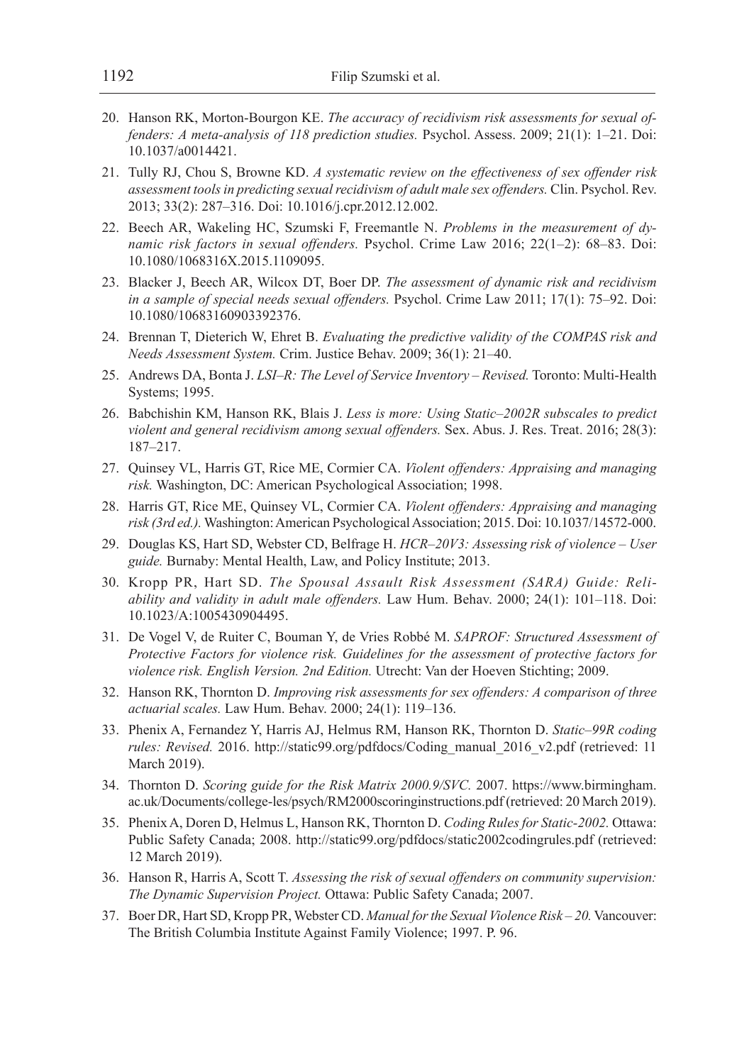20. Hanson RK, Morton-Bourgon KE. *The accuracy of recidivism risk assessments for sexual offenders: A meta-analysis of 118 prediction studies.* Psychol. Assess. 2009; 21(1): 1–21. Doi: 10.1037/a0014421.
21. Tully RJ, Chou S, Browne KD. *A systematic review on the effectiveness of sex offender risk assessment tools in predicting sexual recidivism of adult male sex offenders.* Clin. Psychol. Rev. 2013; 33(2): 287–316. Doi: 10.1016/j.cpr.2012.12.002.
22. Beech AR, Wakeling HC, Szumski F, Freemantle N. *Problems in the measurement of dynamic risk factors in sexual offenders.* Psychol. Crime Law 2016; 22(1–2): 68–83. Doi: 10.1080/1068316X.2015.1109095.
23. Blacker J, Beech AR, Wilcox DT, Boer DP. *The assessment of dynamic risk and recidivism in a sample of special needs sexual offenders.* Psychol. Crime Law 2011; 17(1): 75–92. Doi: 10.1080/10683160903392376.
24. Brennan T, Dieterich W, Ehret B. *Evaluating the predictive validity of the COMPAS risk and Needs Assessment System.* Crim. Justice Behav. 2009; 36(1): 21–40.
25. Andrews DA, Bonta J. *LSI–R: The Level of Service Inventory – Revised.* Toronto: Multi-Health Systems; 1995.
26. Babchishin KM, Hanson RK, Blais J. *Less is more: Using Static–2002R subscales to predict violent and general recidivism among sexual offenders.* Sex. Abus. J. Res. Treat. 2016; 28(3): 187–217.
27. Quinsey VL, Harris GT, Rice ME, Cormier CA. *Violent offenders: Appraising and managing risk.* Washington, DC: American Psychological Association; 1998.
28. Harris GT, Rice ME, Quinsey VL, Cormier CA. *Violent offenders: Appraising and managing risk (3rd ed.).* Washington: American Psychological Association; 2015. Doi: 10.1037/14572-000.
29. Douglas KS, Hart SD, Webster CD, Belfrage H. *HCR–20V3: Assessing risk of violence – User guide.* Burnaby: Mental Health, Law, and Policy Institute; 2013.
30. Kropp PR, Hart SD. *The Spousal Assault Risk Assessment (SARA) Guide: Reliability and validity in adult male offenders.* Law Hum. Behav. 2000; 24(1): 101–118. Doi: 10.1023/A:1005430904495.
31. De Vogel V, de Ruiter C, Bouman Y, de Vries Robbé M. *SAPROF: Structured Assessment of Protective Factors for violence risk. Guidelines for the assessment of protective factors for violence risk. English Version. 2nd Edition.* Utrecht: Van der Hoeven Stichting; 2009.
32. Hanson RK, Thornton D. *Improving risk assessments for sex offenders: A comparison of three actuarial scales.* Law Hum. Behav. 2000; 24(1): 119–136.
33. Phenix A, Fernandez Y, Harris AJ, Helmus RM, Hanson RK, Thornton D. *Static–99R coding rules: Revised.* 2016. http://static99.org/pdfdocs/Coding_manual_2016_v2.pdf (retrieved: 11 March 2019).
34. Thornton D. *Scoring guide for the Risk Matrix 2000.9/SVC.* 2007. https://www.birmingham.ac.uk/Documents/college-les/psych/RM2000scoringinstructions.pdf (retrieved: 20 March 2019).
35. Phenix A, Doren D, Helmus L, Hanson RK, Thornton D. *Coding Rules for Static-2002.* Ottawa: Public Safety Canada; 2008. http://static99.org/pdfdocs/static2002codingrules.pdf (retrieved: 12 March 2019).
36. Hanson R, Harris A, Scott T. *Assessing the risk of sexual offenders on community supervision: The Dynamic Supervision Project.* Ottawa: Public Safety Canada; 2007.
37. Boer DR, Hart SD, Kropp PR, Webster CD. *Manual for the Sexual Violence Risk – 20.* Vancouver: The British Columbia Institute Against Family Violence; 1997. P. 96.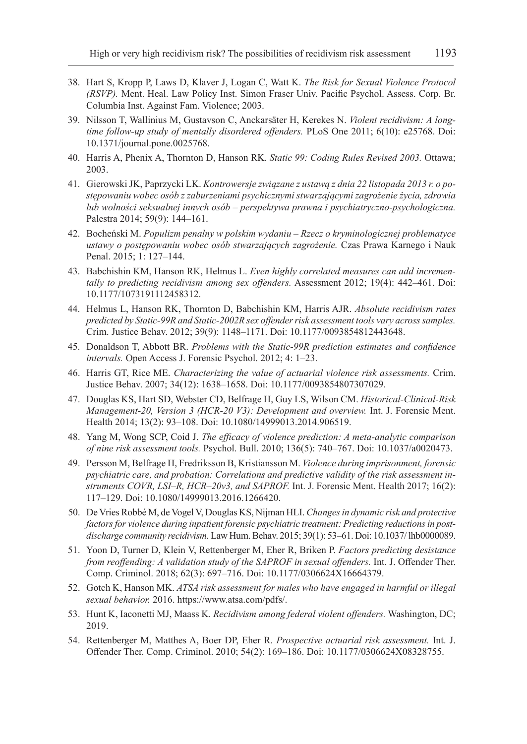38. Hart S, Kropp P, Laws D, Klaver J, Logan C, Watt K. *The Risk for Sexual Violence Protocol (RSVP).* Ment. Heal. Law Policy Inst. Simon Fraser Univ. Pacific Psychol. Assess. Corp. Br. Columbia Inst. Against Fam. Violence; 2003.
39. Nilsson T, Wallinius M, Gustavson C, Anckarsäter H, Kerekes N. *Violent recidivism: A long-time follow-up study of mentally disordered offenders.* PLoS One 2011; 6(10): e25768. Doi: 10.1371/journal.pone.0025768.
40. Harris A, Phenix A, Thornton D, Hanson RK. *Static 99: Coding Rules Revised 2003.* Ottawa; 2003.
41. Gierowski JK, Paprzycki LK. *Kontrowersje związane z ustawą z dnia 22 listopada 2013 r. o postępowaniu wobec osób z zaburzeniami psychicznymi stwarzającymi zagrożenie życia, zdrowia lub wolności seksualnej innych osób – perspektywa prawna i psychiatryczno-psychologiczna.* Palestra 2014; 59(9): 144–161.
42. Bocheński M. *Populizm penalny w polskim wydaniu – Rzecz o kryminologicznej problematyce ustawy o postępowaniu wobec osób stwarzających zagrożenie.* Czas Prawa Karnego i Nauk Penal. 2015; 1: 127–144.
43. Babchishin KM, Hanson RK, Helmus L. *Even highly correlated measures can add incrementally to predicting recidivism among sex offenders.* Assessment 2012; 19(4): 442–461. Doi: 10.1177/1073191112458312.
44. Helmus L, Hanson RK, Thornton D, Babchishin KM, Harris AJR. *Absolute recidivism rates predicted by Static-99R and Static-2002R sex offender risk assessment tools vary across samples.* Crim. Justice Behav. 2012; 39(9): 1148–1171. Doi: 10.1177/0093854812443648.
45. Donaldson T, Abbott BR. *Problems with the Static-99R prediction estimates and confidence intervals.* Open Access J. Forensic Psychol. 2012; 4: 1–23.
46. Harris GT, Rice ME. *Characterizing the value of actuarial violence risk assessments.* Crim. Justice Behav. 2007; 34(12): 1638–1658. Doi: 10.1177/0093854807307029.
47. Douglas KS, Hart SD, Webster CD, Belfrage H, Guy LS, Wilson CM. *Historical-Clinical-Risk Management-20, Version 3 (HCR-20 V3): Development and overview.* Int. J. Forensic Ment. Health 2014; 13(2): 93–108. Doi: 10.1080/14999013.2014.906519.
48. Yang M, Wong SCP, Coid J. *The efficacy of violence prediction: A meta-analytic comparison of nine risk assessment tools.* Psychol. Bull. 2010; 136(5): 740–767. Doi: 10.1037/a0020473.
49. Persson M, Belfrage H, Fredriksson B, Kristiansson M. *Violence during imprisonment, forensic psychiatric care, and probation: Correlations and predictive validity of the risk assessment instruments COVR, LSI–R, HCR–20v3, and SAPROF.* Int. J. Forensic Ment. Health 2017; 16(2): 117–129. Doi: 10.1080/14999013.2016.1266420.
50. De Vries Robbé M, de Vogel V, Douglas KS, Nijman HLI. *Changes in dynamic risk and protective factors for violence during inpatient forensic psychiatric treatment: Predicting reductions in post-discharge community recidivism.* Law Hum. Behav. 2015; 39(1): 53–61. Doi: 10.1037/ lhb0000089.
51. Yoon D, Turner D, Klein V, Rettenberger M, Eher R, Briken P. *Factors predicting desistance from reoffending: A validation study of the SAPROF in sexual offenders.* Int. J. Offender Ther. Comp. Criminol. 2018; 62(3): 697–716. Doi: 10.1177/0306624X16664379.
52. Gotch K, Hanson MK. *ATSA risk assessment for males who have engaged in harmful or illegal sexual behavior.* 2016. https://www.atsa.com/pdfs/.
53. Hunt K, Iaconetti MJ, Maass K. *Recidivism among federal violent offenders.* Washington, DC; 2019.
54. Rettenberger M, Matthes A, Boer DP, Eher R. *Prospective actuarial risk assessment.* Int. J. Offender Ther. Comp. Criminol. 2010; 54(2): 169–186. Doi: 10.1177/0306624X08328755.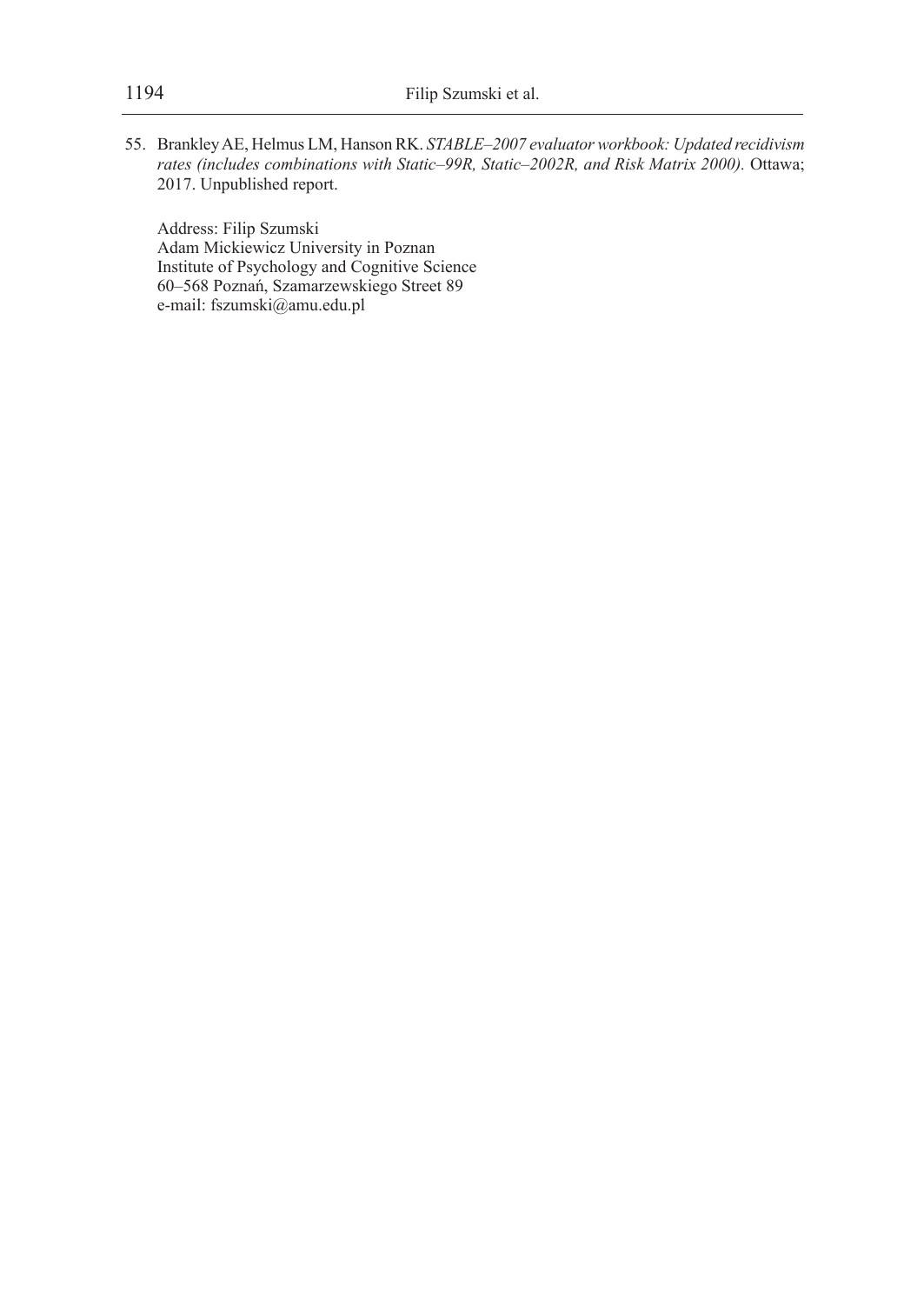55. Brankley AE, Helmus LM, Hanson RK. *STABLE–2007 evaluator workbook: Updated recidivism rates (includes combinations with Static–99R, Static–2002R, and Risk Matrix 2000)*. Ottawa; 2017. Unpublished report.

Address: Filip Szumski
Adam Mickiewicz University in Poznan
Institute of Psychology and Cognitive Science
60–568 Poznań, Szamarzewskiego Street 89
e-mail: fszumski@amu.edu.pl